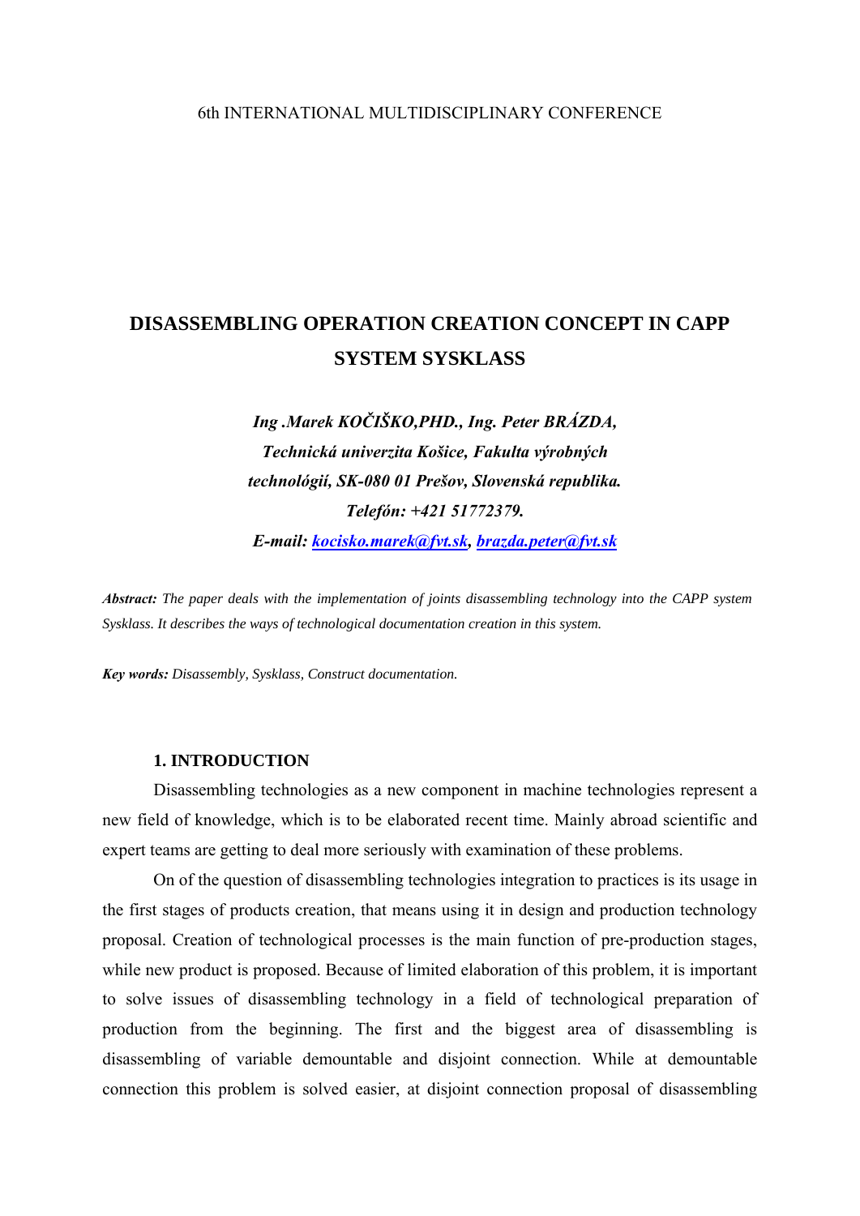# DISASSEMBLING OPERATION CREATION CONCEPT IN CAPP SYSTEM SYSKLASS

***Ing .Marek KOČIŠKO,PHD., Ing. Peter BRÁZDA,***
***Technická univerzita Košice, Fakulta výrobných technológií, SK-080 01 Prešov, Slovenská republika.***
***Telefón: +421 51772379.***
***E-mail: kocisko.marek@fvt.sk, brazda.peter@fvt.sk***

***Abstract:*** *The paper deals with the implementation of joints disassembling technology into the CAPP system Sysklass. It describes the ways of technological documentation creation in this system.*

***Key words:*** *Disassembly, Sysklass, Construct documentation.*

## 1. INTRODUCTION

Disassembling technologies as a new component in machine technologies represent a new field of knowledge, which is to be elaborated recent time. Mainly abroad scientific and expert teams are getting to deal more seriously with examination of these problems.

On of the question of disassembling technologies integration to practices is its usage in the first stages of products creation, that means using it in design and production technology proposal. Creation of technological processes is the main function of pre-production stages, while new product is proposed. Because of limited elaboration of this problem, it is important to solve issues of disassembling technology in a field of technological preparation of production from the beginning. The first and the biggest area of disassembling is disassembling of variable demountable and disjoint connection. While at demountable connection this problem is solved easier, at disjoint connection proposal of disassembling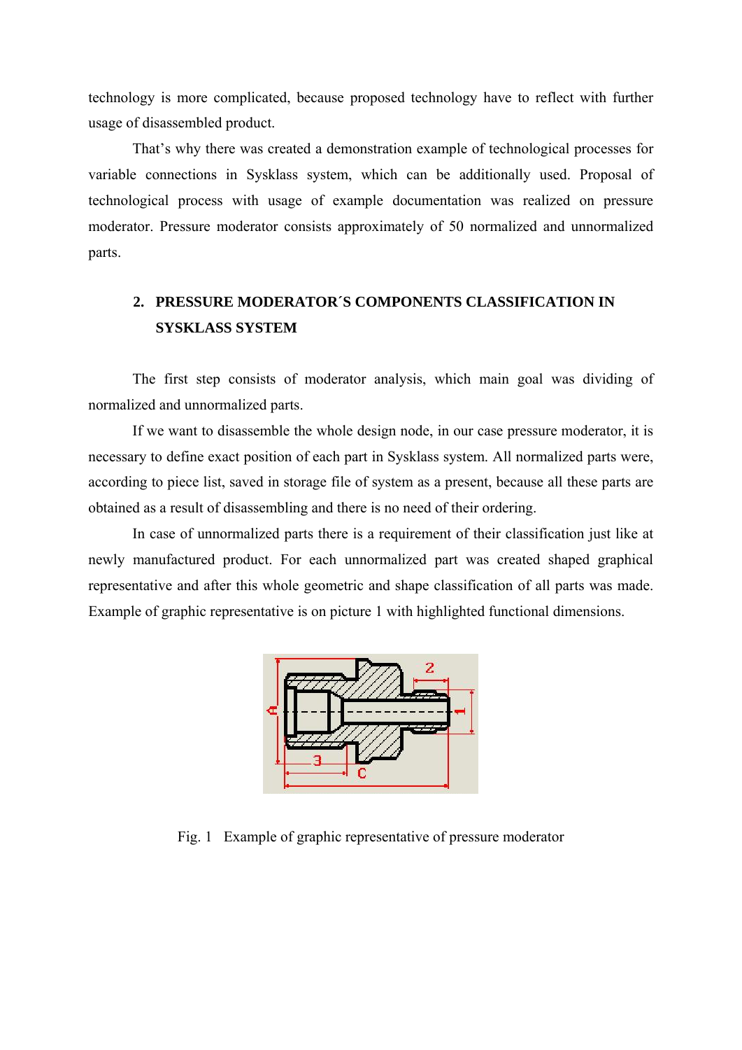technology is more complicated, because proposed technology have to reflect with further usage of disassembled product.

That's why there was created a demonstration example of technological processes for variable connections in Sysklass system, which can be additionally used. Proposal of technological process with usage of example documentation was realized on pressure moderator. Pressure moderator consists approximately of 50 normalized and unnormalized parts.

## 2. PRESSURE MODERATOR´S COMPONENTS CLASSIFICATION IN SYSKLASS SYSTEM

The first step consists of moderator analysis, which main goal was dividing of normalized and unnormalized parts.

If we want to disassemble the whole design node, in our case pressure moderator, it is necessary to define exact position of each part in Sysklass system. All normalized parts were, according to piece list, saved in storage file of system as a present, because all these parts are obtained as a result of disassembling and there is no need of their ordering.

In case of unnormalized parts there is a requirement of their classification just like at newly manufactured product. For each unnormalized part was created shaped graphical representative and after this whole geometric and shape classification of all parts was made. Example of graphic representative is on picture 1 with highlighted functional dimensions.

Fig. 1 Example of graphic representative of pressure moderator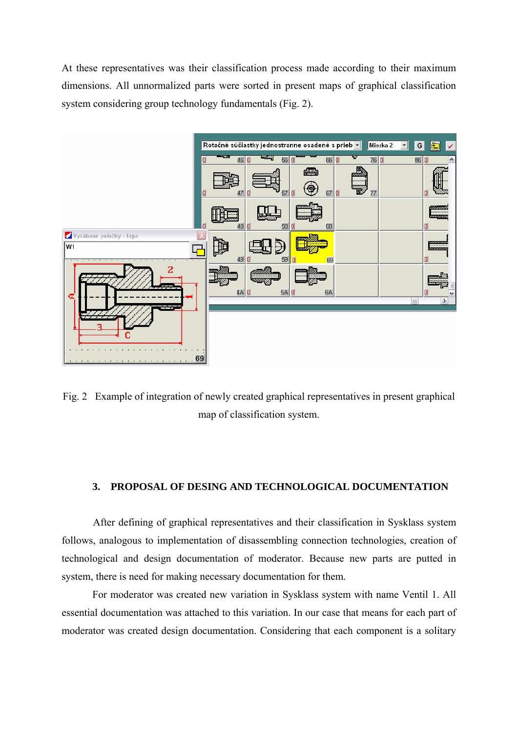At these representatives was their classification process made according to their maximum dimensions. All unnormalized parts were sorted in present maps of graphical classification system considering group technology fundamentals (Fig. 2).

Fig. 2 Example of integration of newly created graphical representatives in present graphical map of classification system.

## 3. PROPOSAL OF DESING AND TECHNOLOGICAL DOCUMENTATION

After defining of graphical representatives and their classification in Sysklass system follows, analogous to implementation of disassembling connection technologies, creation of technological and design documentation of moderator. Because new parts are putted in system, there is need for making necessary documentation for them.

For moderator was created new variation in Sysklass system with name Ventil 1. All essential documentation was attached to this variation. In our case that means for each part of moderator was created design documentation. Considering that each component is a solitary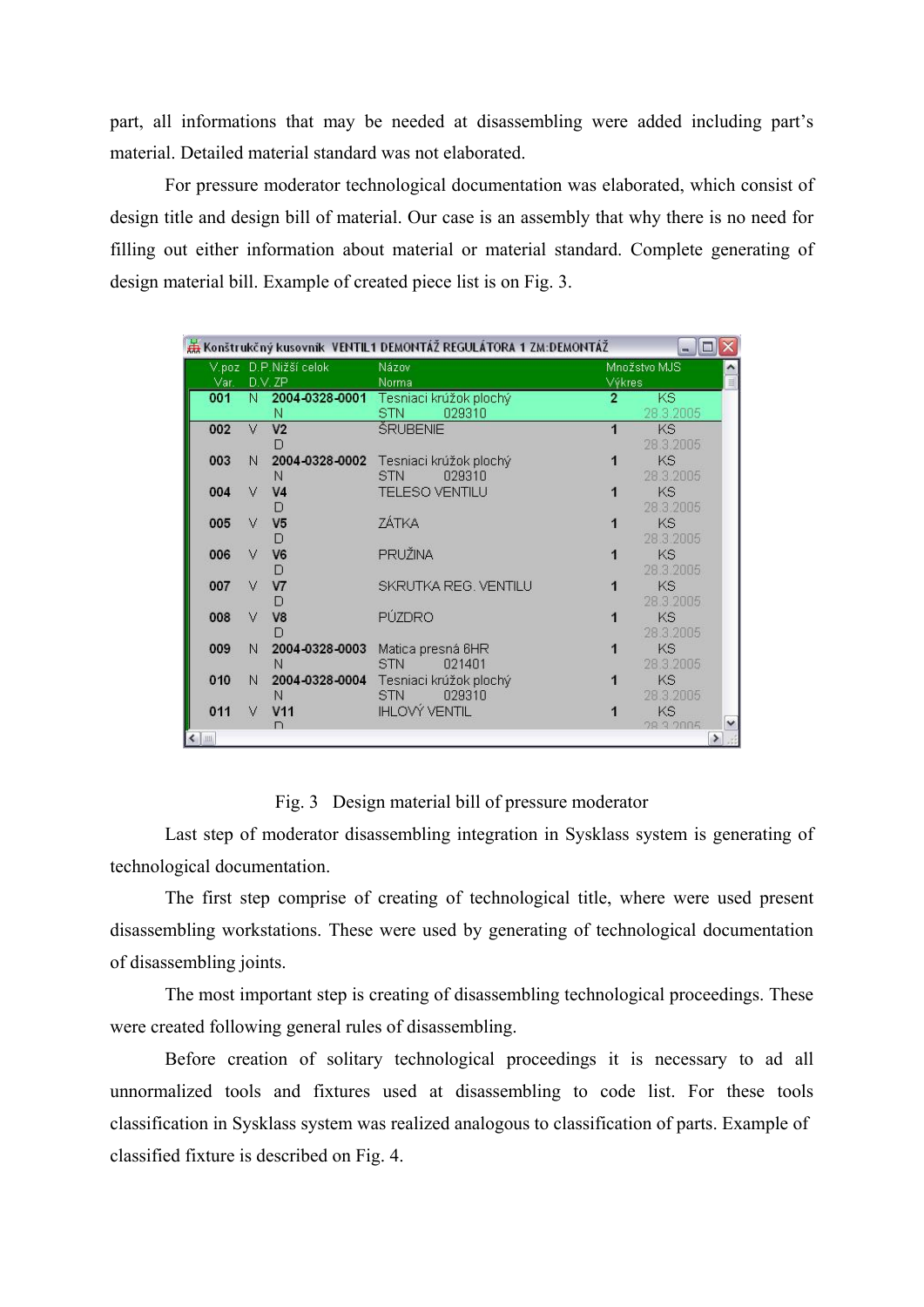part, all informations that may be needed at disassembling were added including part's material. Detailed material standard was not elaborated.

For pressure moderator technological documentation was elaborated, which consist of design title and design bill of material. Our case is an assembly that why there is no need for filling out either information about material or material standard. Complete generating of design material bill. Example of created piece list is on Fig. 3.

Konštrukčný kusovník VENTIL1 DEMONTÁŽ REGULÁTORA 1 ZM:DEMONTÁŽ

| V.poz / Var. | D.P. / D.V. | Nižší celok / ZP | Názov / Norma | Množstvo / Výkres | MJS |
|---|---|---|---|---|---|
| 001 | N / N | 2004-0328-0001 | Tesniaci krúžok plochý / STN 029310 | 2 / 28.3.2005 | KS |
| 002 | V / D | V2 | ŠRUBENIE | 1 / 28.3.2005 | KS |
| 003 | N / N | 2004-0328-0002 | Tesniaci krúžok plochý / STN 029310 | 1 / 28.3.2005 | KS |
| 004 | V / D | V4 | TELESO VENTILU | 1 / 28.3.2005 | KS |
| 005 | V / D | V5 | ZÁTKA | 1 / 28.3.2005 | KS |
| 006 | V / D | V6 | PRUŽINA | 1 / 28.3.2005 | KS |
| 007 | V / D | V7 | SKRUTKA REG. VENTILU | 1 / 28.3.2005 | KS |
| 008 | V / D | V8 | PÚZDRO | 1 / 28.3.2005 | KS |
| 009 | N / N | 2004-0328-0003 | Matica presná 6HR / STN 021401 | 1 / 28.3.2005 | KS |
| 010 | N / N | 2004-0328-0004 | Tesniaci krúžok plochý / STN 029310 | 1 / 28.3.2005 | KS |
| 011 | V / D | V11 | IHLOVÝ VENTIL | 1 / 28.3.2005 | KS |

Fig. 3 Design material bill of pressure moderator

Last step of moderator disassembling integration in Sysklass system is generating of technological documentation.

The first step comprise of creating of technological title, where were used present disassembling workstations. These were used by generating of technological documentation of disassembling joints.

The most important step is creating of disassembling technological proceedings. These were created following general rules of disassembling.

Before creation of solitary technological proceedings it is necessary to ad all unnormalized tools and fixtures used at disassembling to code list. For these tools classification in Sysklass system was realized analogous to classification of parts. Example of classified fixture is described on Fig. 4.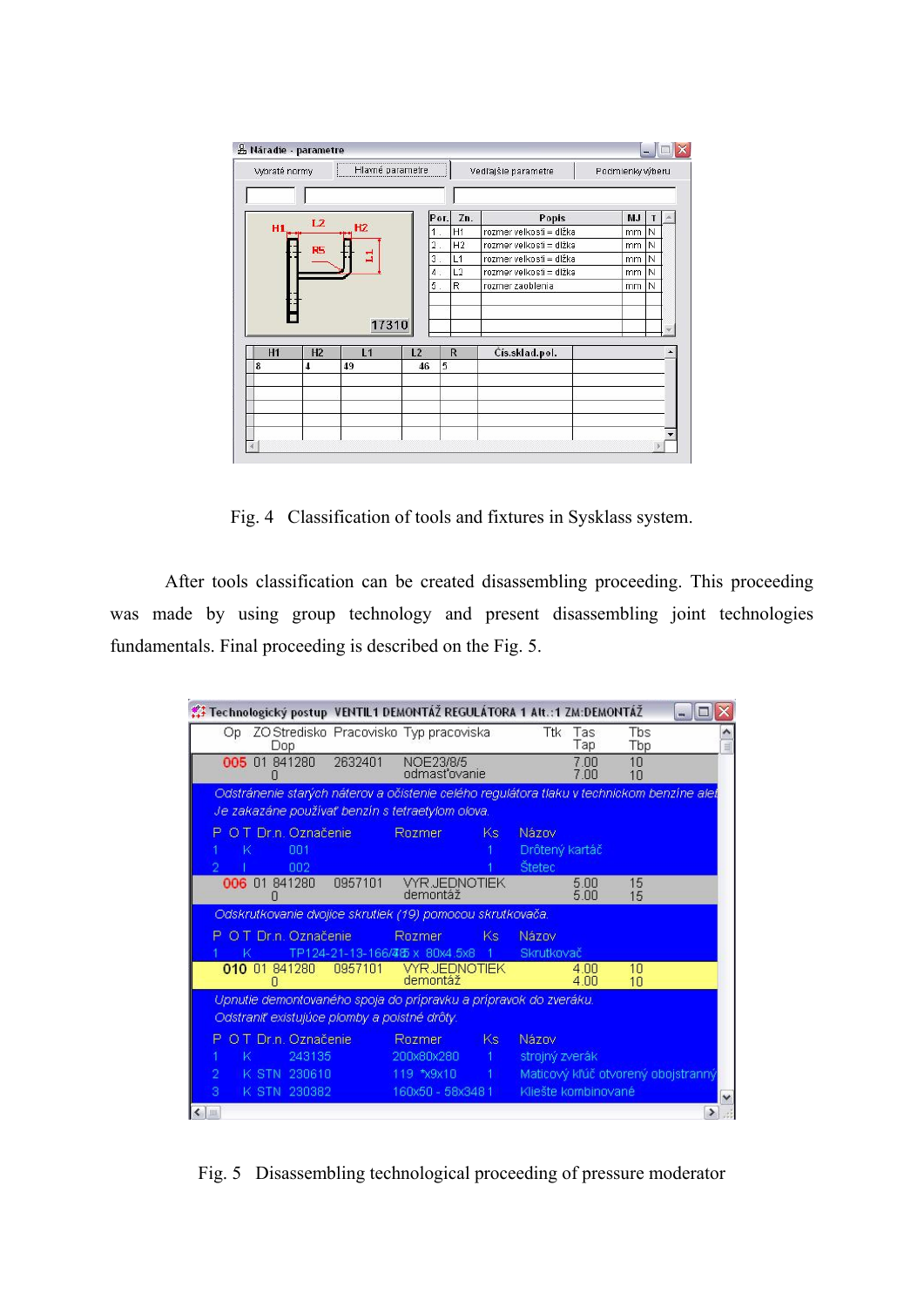Fig. 4 Classification of tools and fixtures in Sysklass system.

After tools classification can be created disassembling proceeding. This proceeding was made by using group technology and present disassembling joint technologies fundamentals. Final proceeding is described on the Fig. 5.

Fig. 5 Disassembling technological proceeding of pressure moderator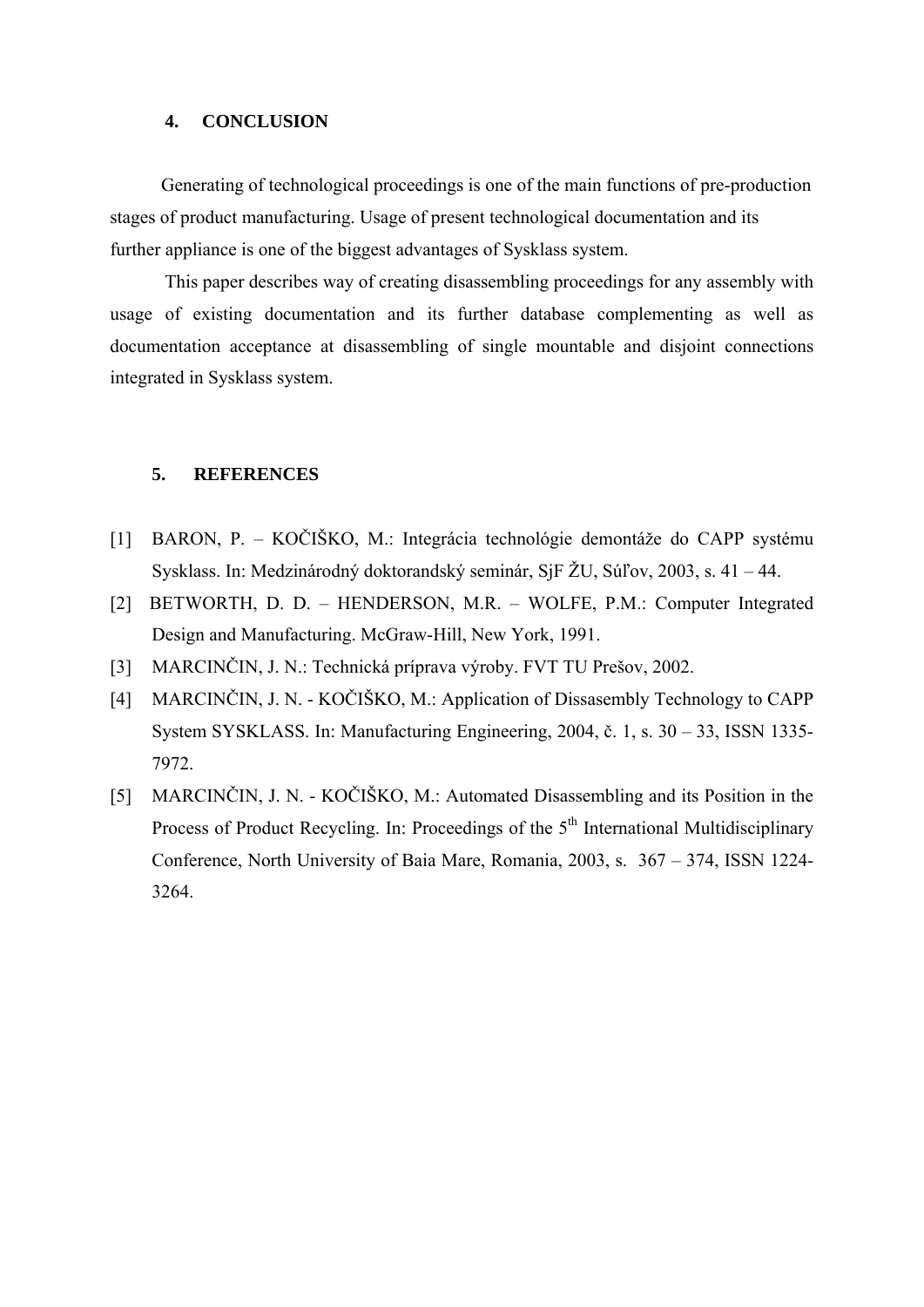## 4. CONCLUSION

Generating of technological proceedings is one of the main functions of pre-production stages of product manufacturing. Usage of present technological documentation and its further appliance is one of the biggest advantages of Sysklass system.

This paper describes way of creating disassembling proceedings for any assembly with usage of existing documentation and its further database complementing as well as documentation acceptance at disassembling of single mountable and disjoint connections integrated in Sysklass system.

## 5. REFERENCES

[1] BARON, P. – KOČIŠKO, M.: Integrácia technológie demontáže do CAPP systému Sysklass. In: Medzinárodný doktorandský seminár, SjF ŽU, Súľov, 2003, s. 41 – 44.

[2] BETWORTH, D. D. – HENDERSON, M.R. – WOLFE, P.M.: Computer Integrated Design and Manufacturing. McGraw-Hill, New York, 1991.

[3] MARCINČIN, J. N.: Technická príprava výroby. FVT TU Prešov, 2002.

[4] MARCINČIN, J. N. - KOČIŠKO, M.: Application of Dissasembly Technology to CAPP System SYSKLASS. In: Manufacturing Engineering, 2004, č. 1, s. 30 – 33, ISSN 1335-7972.

[5] MARCINČIN, J. N. - KOČIŠKO, M.: Automated Disassembling and its Position in the Process of Product Recycling. In: Proceedings of the 5th International Multidisciplinary Conference, North University of Baia Mare, Romania, 2003, s. 367 – 374, ISSN 1224-3264.